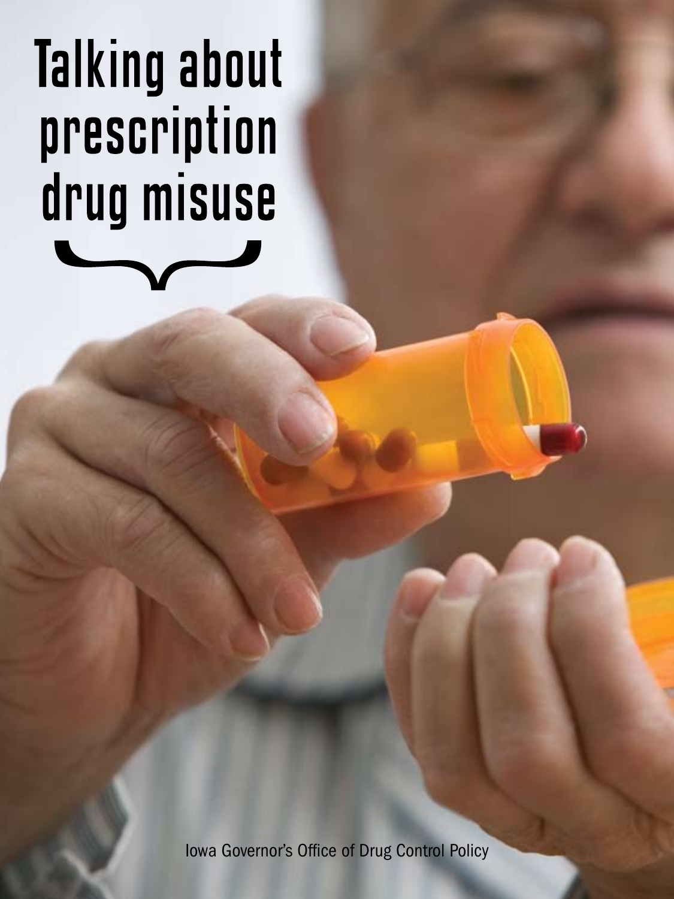# Talking about prescription drug misuse

Iowa Governor's Office of Drug Control Policy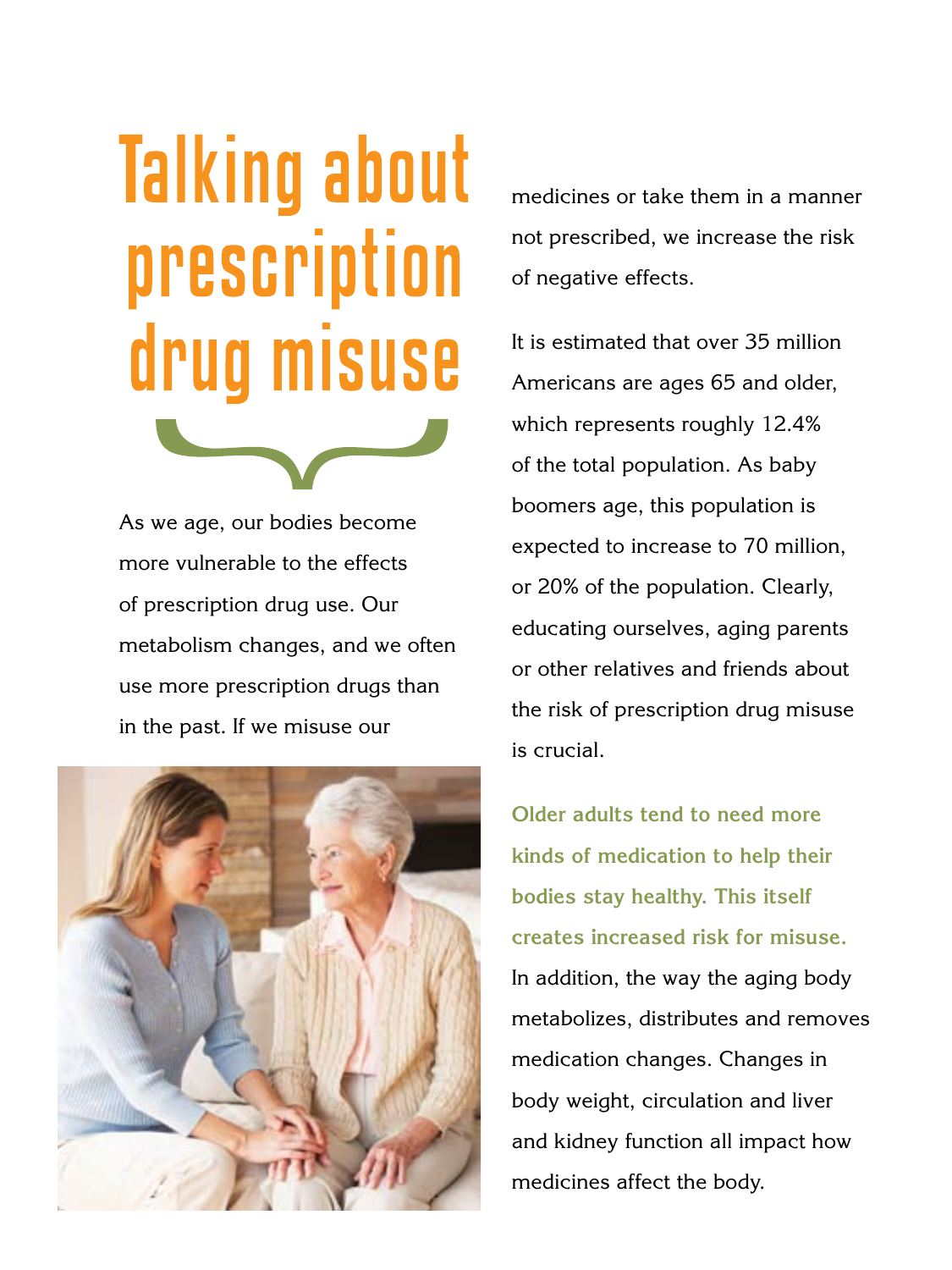# Talking about prescription drug misuse

As we age, our bodies become more vulnerable to the effects of prescription drug use. Our metabolism changes, and we often use more prescription drugs than in the past. If we misuse our medicines or take them in a manner not prescribed, we increase the risk of negative effects.

It is estimated that over 35 million Americans are ages 65 and older, which represents roughly 12.4% of the total population. As baby boomers age, this population is expected to increase to 70 million, or 20% of the population. Clearly, educating ourselves, aging parents or other relatives and friends about the risk of prescription drug misuse is crucial.

**Older adults tend to need more kinds of medication to help their bodies stay healthy. This itself creates increased risk for misuse.** In addition, the way the aging body metabolizes, distributes and removes medication changes. Changes in body weight, circulation and liver and kidney function all impact how medicines affect the body.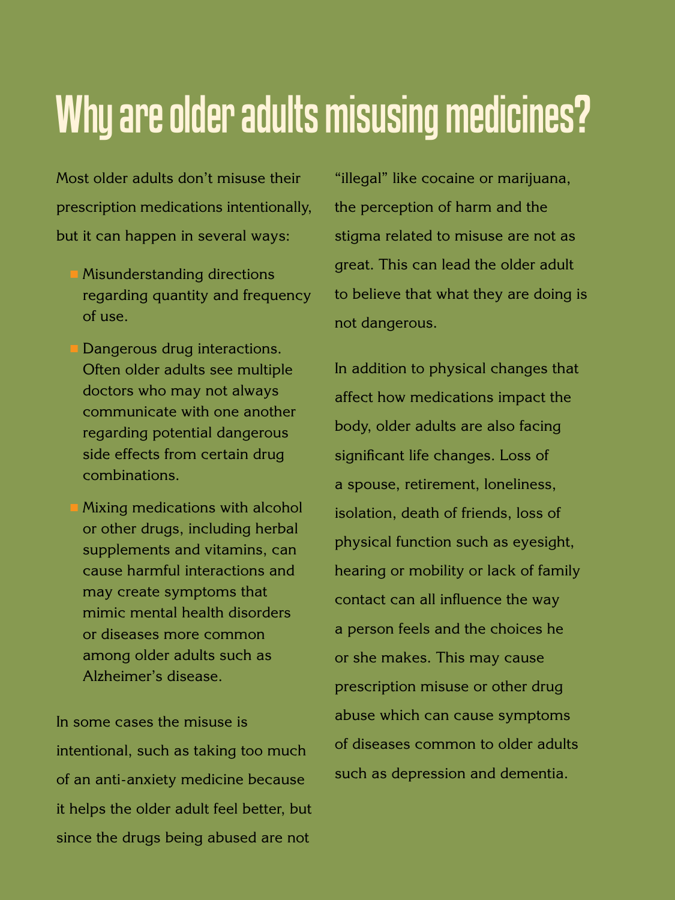# Why are older adults misusing medicines?

Most older adults don't misuse their prescription medications intentionally, but it can happen in several ways:

- Misunderstanding directions regarding quantity and frequency of use.
- Dangerous drug interactions. Often older adults see multiple doctors who may not always communicate with one another regarding potential dangerous side effects from certain drug combinations.
- Mixing medications with alcohol or other drugs, including herbal supplements and vitamins, can cause harmful interactions and may create symptoms that mimic mental health disorders or diseases more common among older adults such as Alzheimer's disease.

In some cases the misuse is intentional, such as taking too much of an anti-anxiety medicine because it helps the older adult feel better, but since the drugs being abused are not "illegal" like cocaine or marijuana, the perception of harm and the stigma related to misuse are not as great. This can lead the older adult to believe that what they are doing is not dangerous.

In addition to physical changes that affect how medications impact the body, older adults are also facing significant life changes. Loss of a spouse, retirement, loneliness, isolation, death of friends, loss of physical function such as eyesight, hearing or mobility or lack of family contact can all influence the way a person feels and the choices he or she makes. This may cause prescription misuse or other drug abuse which can cause symptoms of diseases common to older adults such as depression and dementia.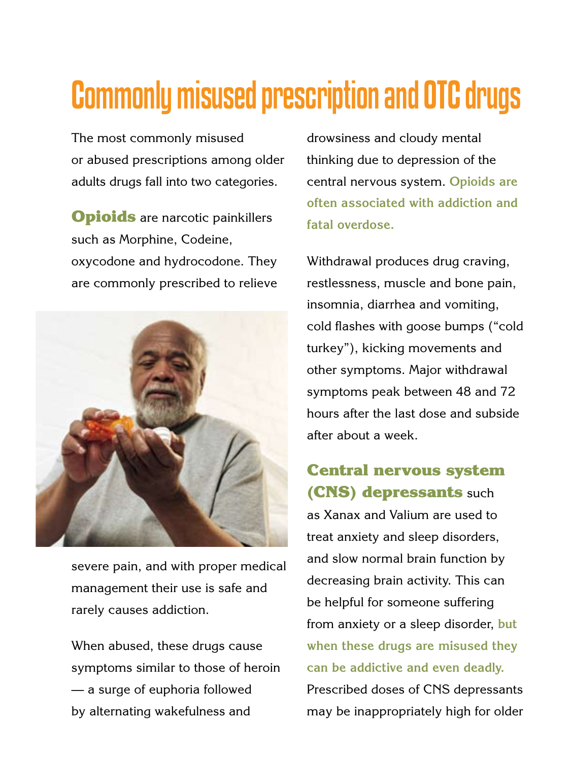# Commonly misused prescription and OTC drugs

The most commonly misused or abused prescriptions among older adults drugs fall into two categories.

**Opioids** are narcotic painkillers such as Morphine, Codeine, oxycodone and hydrocodone. They are commonly prescribed to relieve severe pain, and with proper medical management their use is safe and rarely causes addiction.

When abused, these drugs cause symptoms similar to those of heroin — a surge of euphoria followed by alternating wakefulness and drowsiness and cloudy mental thinking due to depression of the central nervous system. **Opioids are often associated with addiction and fatal overdose.**

Withdrawal produces drug craving, restlessness, muscle and bone pain, insomnia, diarrhea and vomiting, cold flashes with goose bumps ("cold turkey"), kicking movements and other symptoms. Major withdrawal symptoms peak between 48 and 72 hours after the last dose and subside after about a week.

**Central nervous system (CNS) depressants** such as Xanax and Valium are used to treat anxiety and sleep disorders, and slow normal brain function by decreasing brain activity. This can be helpful for someone suffering from anxiety or a sleep disorder, **but when these drugs are misused they can be addictive and even deadly.** Prescribed doses of CNS depressants may be inappropriately high for older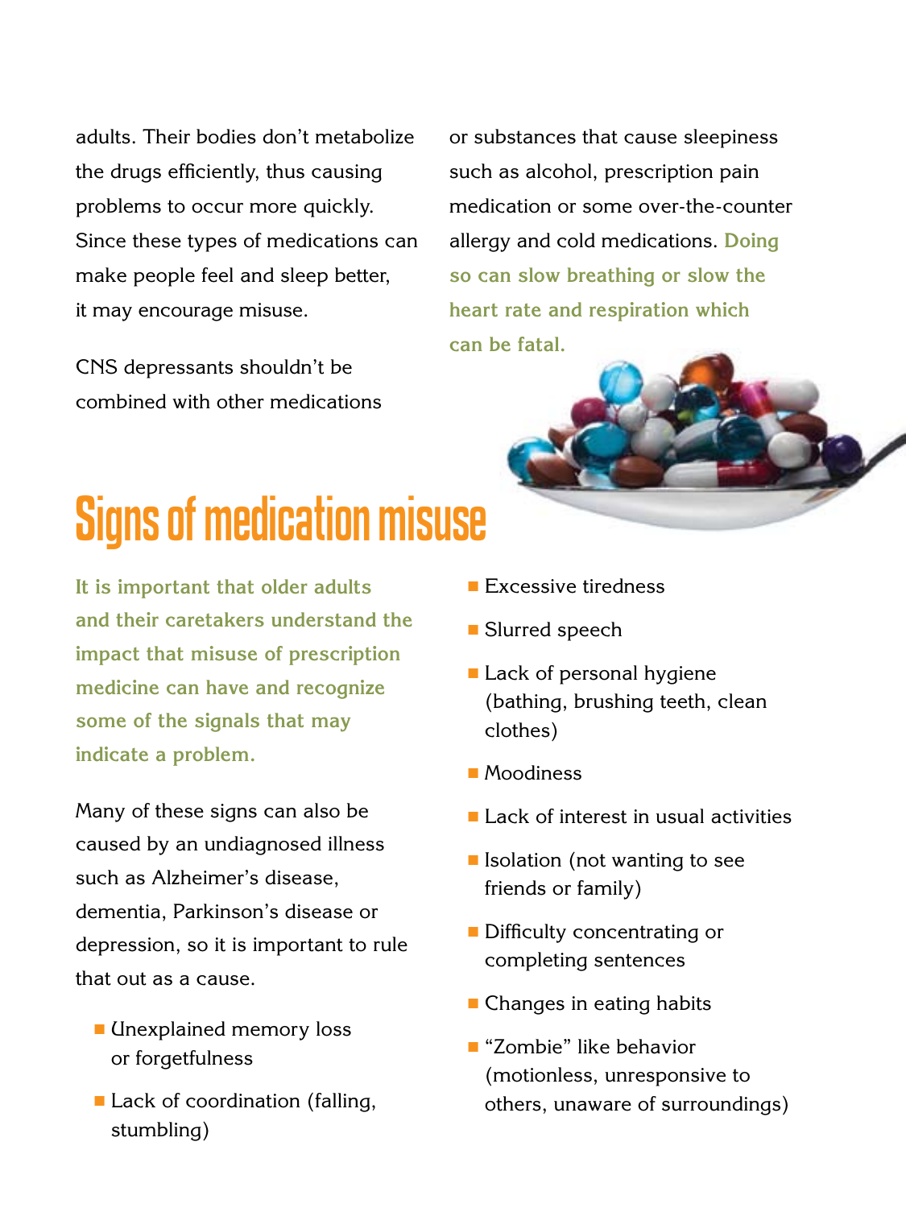adults. Their bodies don't metabolize the drugs efficiently, thus causing problems to occur more quickly. Since these types of medications can make people feel and sleep better, it may encourage misuse.

CNS depressants shouldn't be combined with other medications or substances that cause sleepiness such as alcohol, prescription pain medication or some over-the-counter allergy and cold medications. **Doing so can slow breathing or slow the heart rate and respiration which can be fatal.**

# Signs of medication misuse

**It is important that older adults and their caretakers understand the impact that misuse of prescription medicine can have and recognize some of the signals that may indicate a problem.**

Many of these signs can also be caused by an undiagnosed illness such as Alzheimer's disease, dementia, Parkinson's disease or depression, so it is important to rule that out as a cause.

- Unexplained memory loss or forgetfulness
- Lack of coordination (falling, stumbling)
- Excessive tiredness
- Slurred speech
- Lack of personal hygiene (bathing, brushing teeth, clean clothes)
- Moodiness
- Lack of interest in usual activities
- Isolation (not wanting to see friends or family)
- Difficulty concentrating or completing sentences
- Changes in eating habits
- "Zombie" like behavior (motionless, unresponsive to others, unaware of surroundings)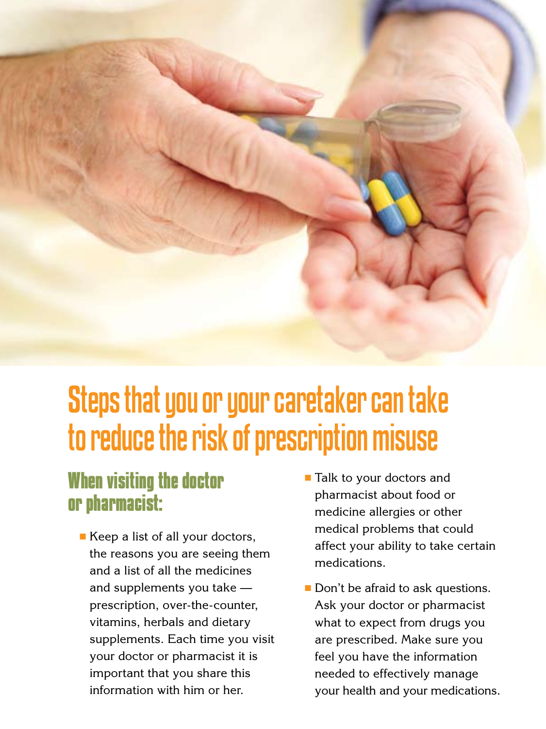# Steps that you or your caretaker can take to reduce the risk of prescription misuse

## When visiting the doctor or pharmacist:

- Keep a list of all your doctors, the reasons you are seeing them and a list of all the medicines and supplements you take — prescription, over-the-counter, vitamins, herbals and dietary supplements. Each time you visit your doctor or pharmacist it is important that you share this information with him or her.
- Talk to your doctors and pharmacist about food or medicine allergies or other medical problems that could affect your ability to take certain medications.
- Don't be afraid to ask questions. Ask your doctor or pharmacist what to expect from drugs you are prescribed. Make sure you feel you have the information needed to effectively manage your health and your medications.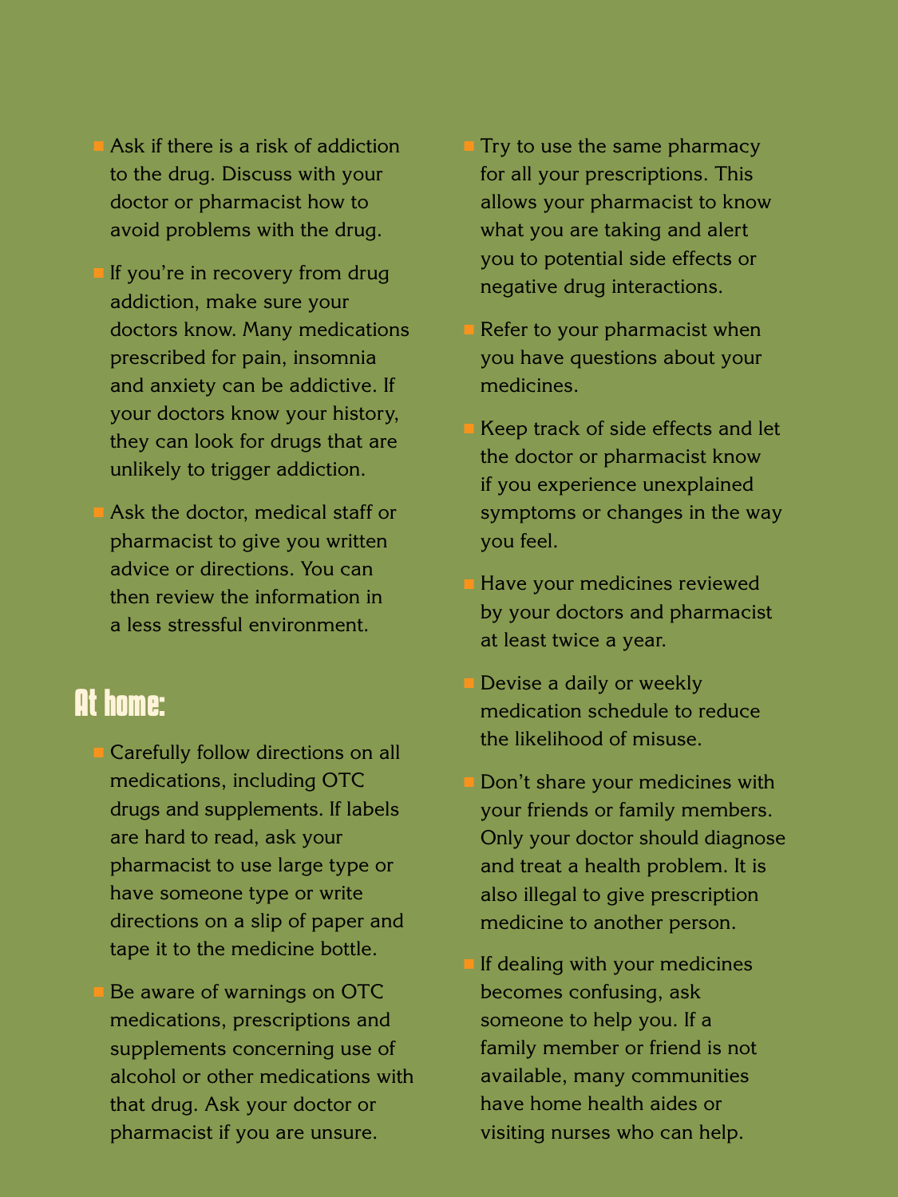- Ask if there is a risk of addiction to the drug. Discuss with your doctor or pharmacist how to avoid problems with the drug.
- If you're in recovery from drug addiction, make sure your doctors know. Many medications prescribed for pain, insomnia and anxiety can be addictive. If your doctors know your history, they can look for drugs that are unlikely to trigger addiction.
- Ask the doctor, medical staff or pharmacist to give you written advice or directions. You can then review the information in a less stressful environment.

## At home:

- Carefully follow directions on all medications, including OTC drugs and supplements. If labels are hard to read, ask your pharmacist to use large type or have someone type or write directions on a slip of paper and tape it to the medicine bottle.
- Be aware of warnings on OTC medications, prescriptions and supplements concerning use of alcohol or other medications with that drug. Ask your doctor or pharmacist if you are unsure.
- Try to use the same pharmacy for all your prescriptions. This allows your pharmacist to know what you are taking and alert you to potential side effects or negative drug interactions.
- Refer to your pharmacist when you have questions about your medicines.
- Keep track of side effects and let the doctor or pharmacist know if you experience unexplained symptoms or changes in the way you feel.
- Have your medicines reviewed by your doctors and pharmacist at least twice a year.
- Devise a daily or weekly medication schedule to reduce the likelihood of misuse.
- Don't share your medicines with your friends or family members. Only your doctor should diagnose and treat a health problem. It is also illegal to give prescription medicine to another person.
- If dealing with your medicines becomes confusing, ask someone to help you. If a family member or friend is not available, many communities have home health aides or visiting nurses who can help.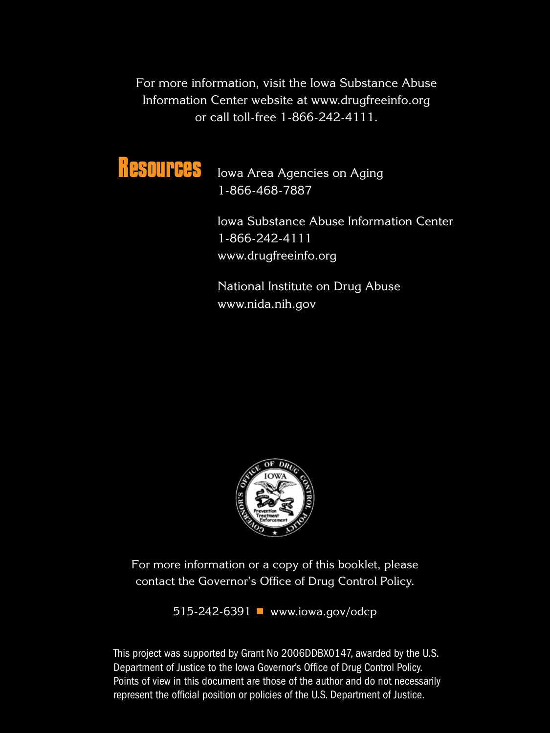For more information, visit the Iowa Substance Abuse Information Center website at www.drugfreeinfo.org or call toll-free 1-866-242-4111.

## Resources

Iowa Area Agencies on Aging
1-866-468-7887

Iowa Substance Abuse Information Center
1-866-242-4111
www.drugfreeinfo.org

National Institute on Drug Abuse
www.nida.nih.gov

For more information or a copy of this booklet, please contact the Governor's Office of Drug Control Policy.

515-242-6391 ■ www.iowa.gov/odcp

This project was supported by Grant No 2006DDBX0147, awarded by the U.S. Department of Justice to the Iowa Governor's Office of Drug Control Policy. Points of view in this document are those of the author and do not necessarily represent the official position or policies of the U.S. Department of Justice.